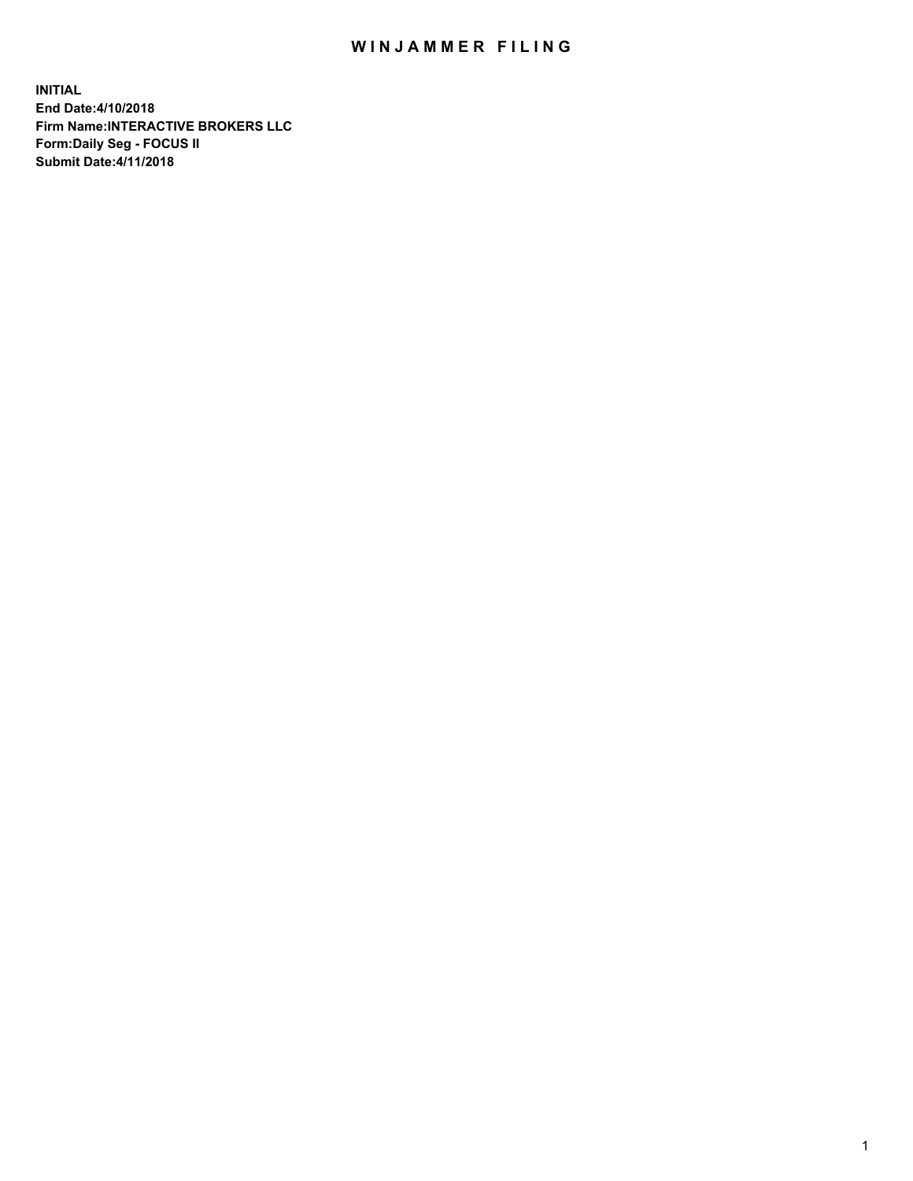# WINJAMMER FILING

**INITIAL**
**End Date:4/10/2018**
**Firm Name:INTERACTIVE BROKERS LLC**
**Form:Daily Seg - FOCUS II**
**Submit Date:4/11/2018**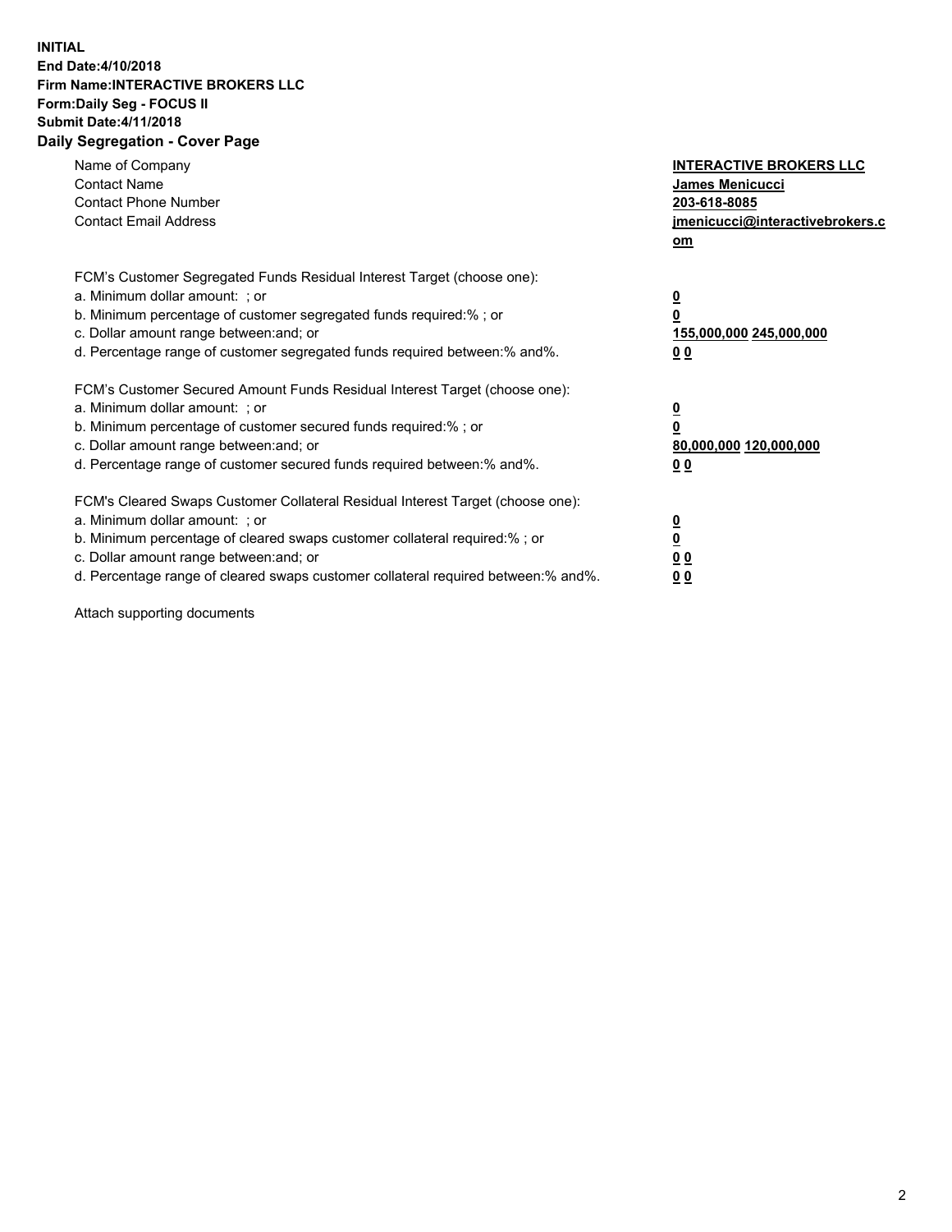**INITIAL**
**End Date:4/10/2018**
**Firm Name:INTERACTIVE BROKERS LLC**
**Form:Daily Seg - FOCUS II**
**Submit Date:4/11/2018**
**Daily Segregation - Cover Page**

| | |
|---|---|
| Name of Company | **INTERACTIVE BROKERS LLC** |
| Contact Name | **James Menicucci** |
| Contact Phone Number | **203-618-8085** |
| Contact Email Address | **jmenicucci@interactivebrokers.com** |

FCM's Customer Segregated Funds Residual Interest Target (choose one):

| | |
|---|---|
| a. Minimum dollar amount: ; or | **0** |
| b. Minimum percentage of customer segregated funds required:% ; or | **0** |
| c. Dollar amount range between:and; or | **155,000,000 245,000,000** |
| d. Percentage range of customer segregated funds required between:% and%. | **0 0** |

FCM's Customer Secured Amount Funds Residual Interest Target (choose one):

| | |
|---|---|
| a. Minimum dollar amount: ; or | **0** |
| b. Minimum percentage of customer secured funds required:% ; or | **0** |
| c. Dollar amount range between:and; or | **80,000,000 120,000,000** |
| d. Percentage range of customer secured funds required between:% and%. | **0 0** |

FCM's Cleared Swaps Customer Collateral Residual Interest Target (choose one):

| | |
|---|---|
| a. Minimum dollar amount: ; or | **0** |
| b. Minimum percentage of cleared swaps customer collateral required:% ; or | **0** |
| c. Dollar amount range between:and; or | **0 0** |
| d. Percentage range of cleared swaps customer collateral required between:% and%. | **0 0** |

Attach supporting documents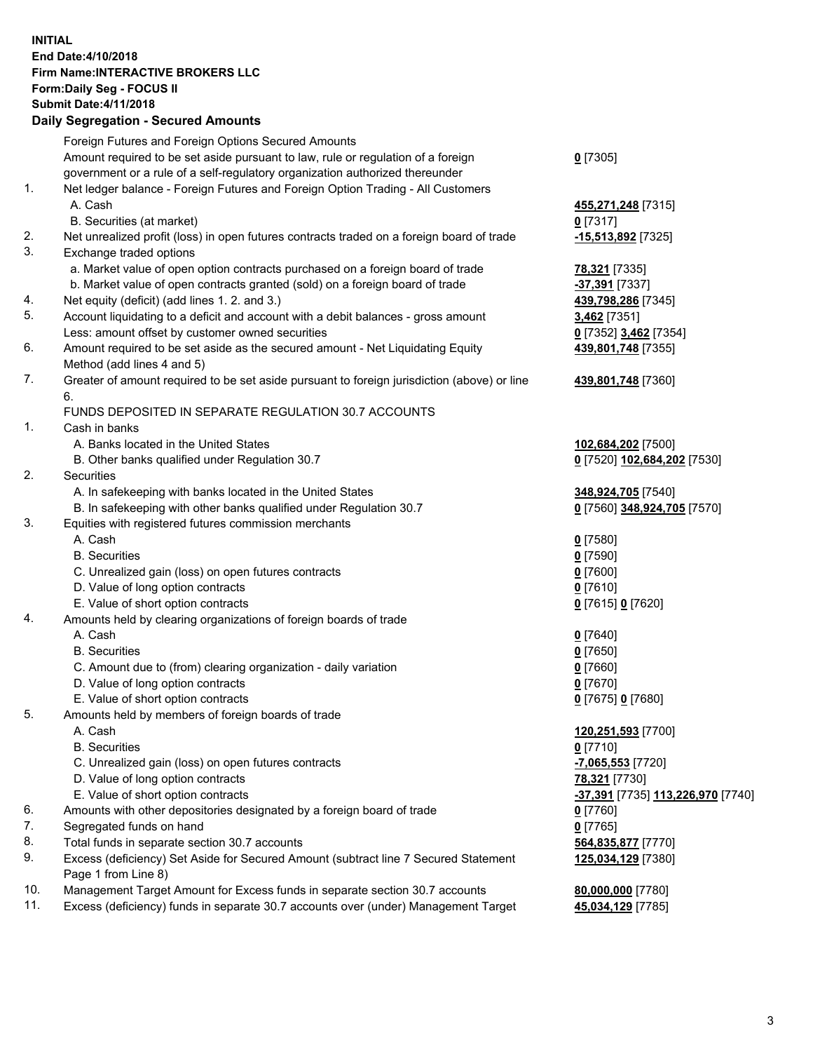**INITIAL**
**End Date:4/10/2018**
**Firm Name:INTERACTIVE BROKERS LLC**
**Form:Daily Seg - FOCUS II**
**Submit Date:4/11/2018**
**Daily Segregation - Secured Amounts**

| | | |
|---|---|---|
| | Foreign Futures and Foreign Options Secured Amounts | |
| | Amount required to be set aside pursuant to law, rule or regulation of a foreign government or a rule of a self-regulatory organization authorized thereunder | **0** [7305] |
| 1. | Net ledger balance - Foreign Futures and Foreign Option Trading - All Customers | |
| | A. Cash | **455,271,248** [7315] |
| | B. Securities (at market) | **0** [7317] |
| 2. | Net unrealized profit (loss) in open futures contracts traded on a foreign board of trade | **-15,513,892** [7325] |
| 3. | Exchange traded options | |
| | a. Market value of open option contracts purchased on a foreign board of trade | **78,321** [7335] |
| | b. Market value of open contracts granted (sold) on a foreign board of trade | **-37,391** [7337] |
| 4. | Net equity (deficit) (add lines 1. 2. and 3.) | **439,798,286** [7345] |
| 5. | Account liquidating to a deficit and account with a debit balances - gross amount | **3,462** [7351] |
| | Less: amount offset by customer owned securities | **0** [7352] **3,462** [7354] |
| 6. | Amount required to be set aside as the secured amount - Net Liquidating Equity Method (add lines 4 and 5) | **439,801,748** [7355] |
| 7. | Greater of amount required to be set aside pursuant to foreign jurisdiction (above) or line 6. | **439,801,748** [7360] |
| | FUNDS DEPOSITED IN SEPARATE REGULATION 30.7 ACCOUNTS | |
| 1. | Cash in banks | |
| | A. Banks located in the United States | **102,684,202** [7500] |
| | B. Other banks qualified under Regulation 30.7 | **0** [7520] **102,684,202** [7530] |
| 2. | Securities | |
| | A. In safekeeping with banks located in the United States | **348,924,705** [7540] |
| | B. In safekeeping with other banks qualified under Regulation 30.7 | **0** [7560] **348,924,705** [7570] |
| 3. | Equities with registered futures commission merchants | |
| | A. Cash | **0** [7580] |
| | B. Securities | **0** [7590] |
| | C. Unrealized gain (loss) on open futures contracts | **0** [7600] |
| | D. Value of long option contracts | **0** [7610] |
| | E. Value of short option contracts | **0** [7615] **0** [7620] |
| 4. | Amounts held by clearing organizations of foreign boards of trade | |
| | A. Cash | **0** [7640] |
| | B. Securities | **0** [7650] |
| | C. Amount due to (from) clearing organization - daily variation | **0** [7660] |
| | D. Value of long option contracts | **0** [7670] |
| | E. Value of short option contracts | **0** [7675] **0** [7680] |
| 5. | Amounts held by members of foreign boards of trade | |
| | A. Cash | **120,251,593** [7700] |
| | B. Securities | **0** [7710] |
| | C. Unrealized gain (loss) on open futures contracts | **-7,065,553** [7720] |
| | D. Value of long option contracts | **78,321** [7730] |
| | E. Value of short option contracts | **-37,391** [7735] **113,226,970** [7740] |
| 6. | Amounts with other depositories designated by a foreign board of trade | **0** [7760] |
| 7. | Segregated funds on hand | **0** [7765] |
| 8. | Total funds in separate section 30.7 accounts | **564,835,877** [7770] |
| 9. | Excess (deficiency) Set Aside for Secured Amount (subtract line 7 Secured Statement Page 1 from Line 8) | **125,034,129** [7380] |
| 10. | Management Target Amount for Excess funds in separate section 30.7 accounts | **80,000,000** [7780] |
| 11. | Excess (deficiency) funds in separate 30.7 accounts over (under) Management Target | **45,034,129** [7785] |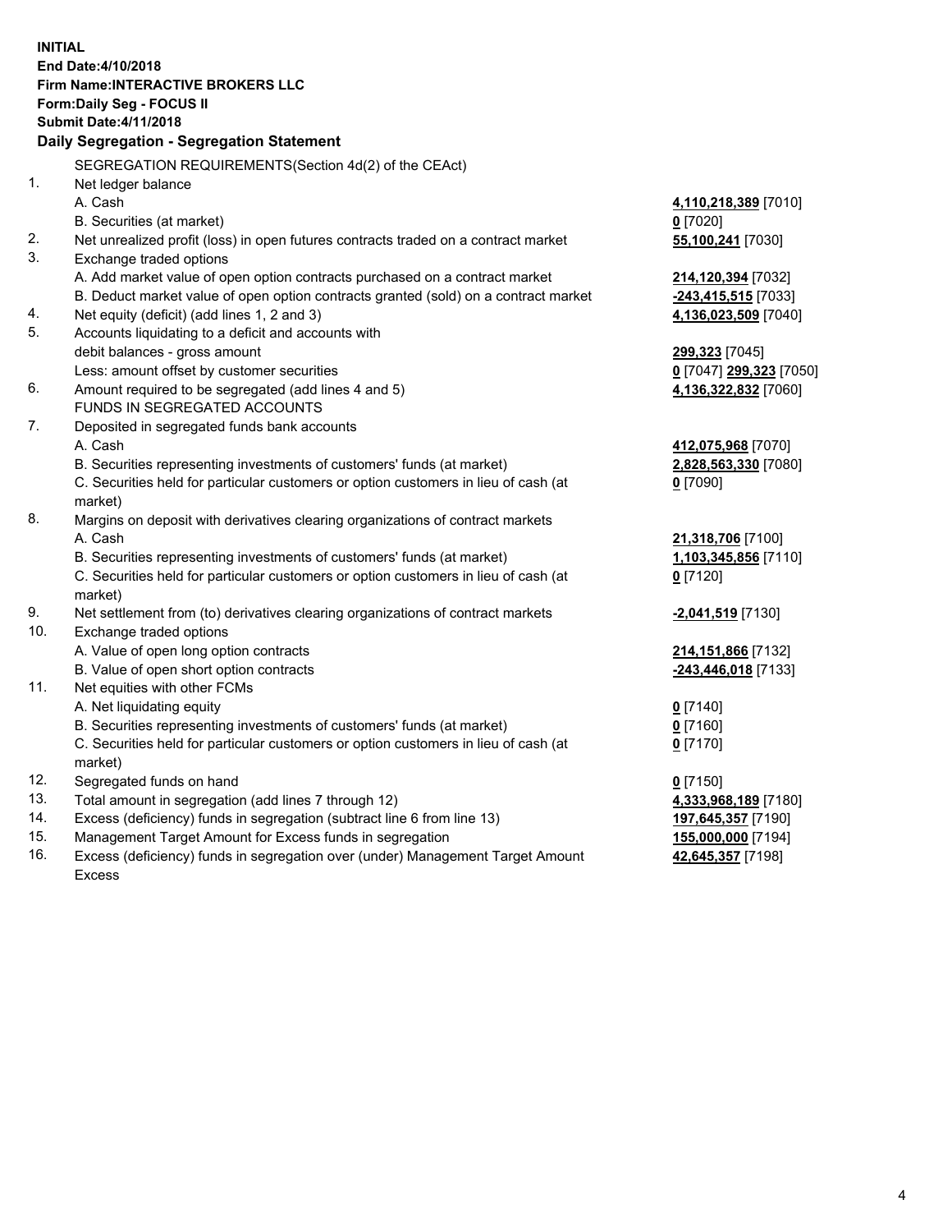**INITIAL**
**End Date:4/10/2018**
**Firm Name:INTERACTIVE BROKERS LLC**
**Form:Daily Seg - FOCUS II**
**Submit Date:4/11/2018**
**Daily Segregation - Segregation Statement**

| | | |
|---|---|---|
| | SEGREGATION REQUIREMENTS(Section 4d(2) of the CEAct) | |
| 1. | Net ledger balance | |
| | A. Cash | **4,110,218,389** [7010] |
| | B. Securities (at market) | **0** [7020] |
| 2. | Net unrealized profit (loss) in open futures contracts traded on a contract market | **55,100,241** [7030] |
| 3. | Exchange traded options | |
| | A. Add market value of open option contracts purchased on a contract market | **214,120,394** [7032] |
| | B. Deduct market value of open option contracts granted (sold) on a contract market | **-243,415,515** [7033] |
| 4. | Net equity (deficit) (add lines 1, 2 and 3) | **4,136,023,509** [7040] |
| 5. | Accounts liquidating to a deficit and accounts with | |
| | debit balances - gross amount | **299,323** [7045] |
| | Less: amount offset by customer securities | **0** [7047] **299,323** [7050] |
| 6. | Amount required to be segregated (add lines 4 and 5) | **4,136,322,832** [7060] |
| | FUNDS IN SEGREGATED ACCOUNTS | |
| 7. | Deposited in segregated funds bank accounts | |
| | A. Cash | **412,075,968** [7070] |
| | B. Securities representing investments of customers' funds (at market) | **2,828,563,330** [7080] |
| | C. Securities held for particular customers or option customers in lieu of cash (at market) | **0** [7090] |
| 8. | Margins on deposit with derivatives clearing organizations of contract markets | |
| | A. Cash | **21,318,706** [7100] |
| | B. Securities representing investments of customers' funds (at market) | **1,103,345,856** [7110] |
| | C. Securities held for particular customers or option customers in lieu of cash (at market) | **0** [7120] |
| 9. | Net settlement from (to) derivatives clearing organizations of contract markets | **-2,041,519** [7130] |
| 10. | Exchange traded options | |
| | A. Value of open long option contracts | **214,151,866** [7132] |
| | B. Value of open short option contracts | **-243,446,018** [7133] |
| 11. | Net equities with other FCMs | |
| | A. Net liquidating equity | **0** [7140] |
| | B. Securities representing investments of customers' funds (at market) | **0** [7160] |
| | C. Securities held for particular customers or option customers in lieu of cash (at market) | **0** [7170] |
| 12. | Segregated funds on hand | **0** [7150] |
| 13. | Total amount in segregation (add lines 7 through 12) | **4,333,968,189** [7180] |
| 14. | Excess (deficiency) funds in segregation (subtract line 6 from line 13) | **197,645,357** [7190] |
| 15. | Management Target Amount for Excess funds in segregation | **155,000,000** [7194] |
| 16. | Excess (deficiency) funds in segregation over (under) Management Target Amount Excess | **42,645,357** [7198] |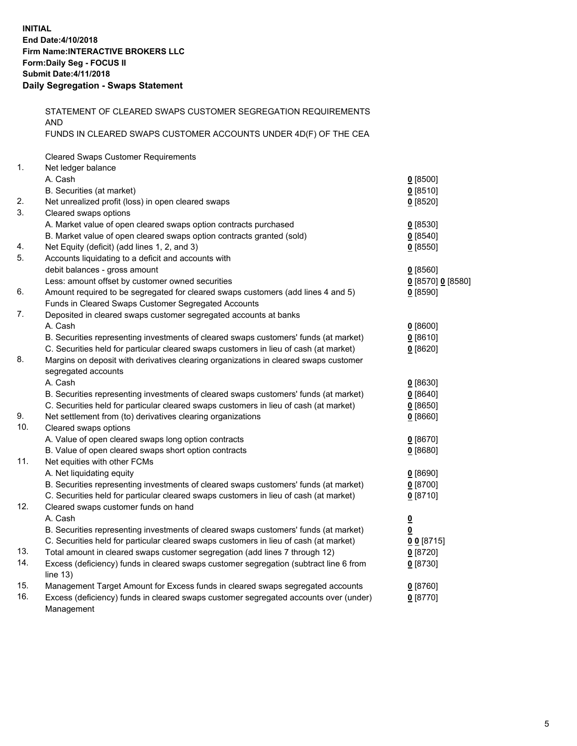**INITIAL**
**End Date:4/10/2018**
**Firm Name:INTERACTIVE BROKERS LLC**
**Form:Daily Seg - FOCUS II**
**Submit Date:4/11/2018**
**Daily Segregation - Swaps Statement**

STATEMENT OF CLEARED SWAPS CUSTOMER SEGREGATION REQUIREMENTS AND FUNDS IN CLEARED SWAPS CUSTOMER ACCOUNTS UNDER 4D(F) OF THE CEA

| | | |
|---|---|---|
| | Cleared Swaps Customer Requirements | |
| 1. | Net ledger balance | |
| | A. Cash | 0 [8500] |
| | B. Securities (at market) | 0 [8510] |
| 2. | Net unrealized profit (loss) in open cleared swaps | 0 [8520] |
| 3. | Cleared swaps options | |
| | A. Market value of open cleared swaps option contracts purchased | 0 [8530] |
| | B. Market value of open cleared swaps option contracts granted (sold) | 0 [8540] |
| 4. | Net Equity (deficit) (add lines 1, 2, and 3) | 0 [8550] |
| 5. | Accounts liquidating to a deficit and accounts with debit balances - gross amount | 0 [8560] |
| | Less: amount offset by customer owned securities | 0 [8570] 0 [8580] |
| 6. | Amount required to be segregated for cleared swaps customers (add lines 4 and 5) | 0 [8590] |
| | Funds in Cleared Swaps Customer Segregated Accounts | |
| 7. | Deposited in cleared swaps customer segregated accounts at banks | |
| | A. Cash | 0 [8600] |
| | B. Securities representing investments of cleared swaps customers' funds (at market) | 0 [8610] |
| | C. Securities held for particular cleared swaps customers in lieu of cash (at market) | 0 [8620] |
| 8. | Margins on deposit with derivatives clearing organizations in cleared swaps customer segregated accounts | |
| | A. Cash | 0 [8630] |
| | B. Securities representing investments of cleared swaps customers' funds (at market) | 0 [8640] |
| | C. Securities held for particular cleared swaps customers in lieu of cash (at market) | 0 [8650] |
| 9. | Net settlement from (to) derivatives clearing organizations | 0 [8660] |
| 10. | Cleared swaps options | |
| | A. Value of open cleared swaps long option contracts | 0 [8670] |
| | B. Value of open cleared swaps short option contracts | 0 [8680] |
| 11. | Net equities with other FCMs | |
| | A. Net liquidating equity | 0 [8690] |
| | B. Securities representing investments of cleared swaps customers' funds (at market) | 0 [8700] |
| | C. Securities held for particular cleared swaps customers in lieu of cash (at market) | 0 [8710] |
| 12. | Cleared swaps customer funds on hand | |
| | A. Cash | 0 |
| | B. Securities representing investments of cleared swaps customers' funds (at market) | 0 |
| | C. Securities held for particular cleared swaps customers in lieu of cash (at market) | 0 0 [8715] |
| 13. | Total amount in cleared swaps customer segregation (add lines 7 through 12) | 0 [8720] |
| 14. | Excess (deficiency) funds in cleared swaps customer segregation (subtract line 6 from line 13) | 0 [8730] |
| 15. | Management Target Amount for Excess funds in cleared swaps segregated accounts | 0 [8760] |
| 16. | Excess (deficiency) funds in cleared swaps customer segregated accounts over (under) Management | 0 [8770] |